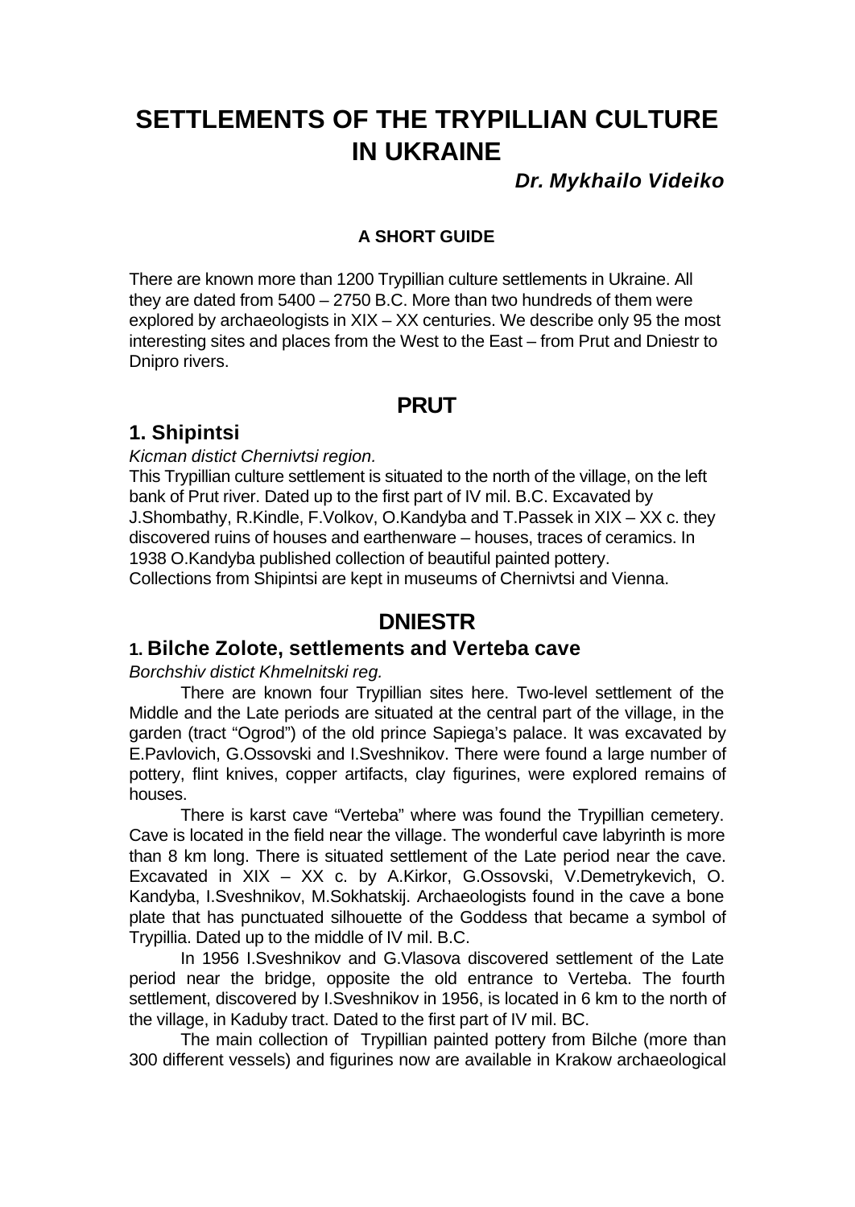# SETTLEMENTS OF THE TRYPILLIAN CULTURE IN UKRAINE

***Dr. Mykhailo Videiko***

**A SHORT GUIDE**

There are known more than 1200 Trypillian culture settlements in Ukraine. All they are dated from 5400 – 2750 B.C. More than two hundreds of them were explored by archaeologists in XIX – XX centuries. We describe only 95 the most interesting sites and places from the West to the East – from Prut and Dniestr to Dnipro rivers.

## PRUT

### 1. Shipintsi

*Kicman distict Chernivtsi region.*

This Trypillian culture settlement is situated to the north of the village, on the left bank of Prut river. Dated up to the first part of IV mil. B.C. Excavated by J.Shombathy, R.Kindle, F.Volkov, O.Kandyba and T.Passek in XIX – XX c. they discovered ruins of houses and earthenware – houses, traces of ceramics. In 1938 O.Kandyba published collection of beautiful painted pottery.

Collections from Shipintsi are kept in museums of Chernivtsi and Vienna.

## DNIESTR

### 1. Bilche Zolote, settlements and Verteba cave

*Borchshiv distict Khmelnitski reg.*

There are known four Trypillian sites here. Two-level settlement of the Middle and the Late periods are situated at the central part of the village, in the garden (tract "Ogrod") of the old prince Sapiega's palace. It was excavated by E.Pavlovich, G.Ossovski and I.Sveshnikov. There were found a large number of pottery, flint knives, copper artifacts, clay figurines, were explored remains of houses.

There is karst cave "Verteba" where was found the Trypillian cemetery. Cave is located in the field near the village. The wonderful cave labyrinth is more than 8 km long. There is situated settlement of the Late period near the cave. Excavated in XIX – XX c. by A.Kirkor, G.Ossovski, V.Demetrykevich, O. Kandyba, I.Sveshnikov, M.Sokhatskij. Archaeologists found in the cave a bone plate that has punctuated silhouette of the Goddess that became a symbol of Trypillia. Dated up to the middle of IV mil. B.C.

In 1956 I.Sveshnikov and G.Vlasova discovered settlement of the Late period near the bridge, opposite the old entrance to Verteba. The fourth settlement, discovered by I.Sveshnikov in 1956, is located in 6 km to the north of the village, in Kaduby tract. Dated to the first part of IV mil. BC.

The main collection of Trypillian painted pottery from Bilche (more than 300 different vessels) and figurines now are available in Krakow archaeological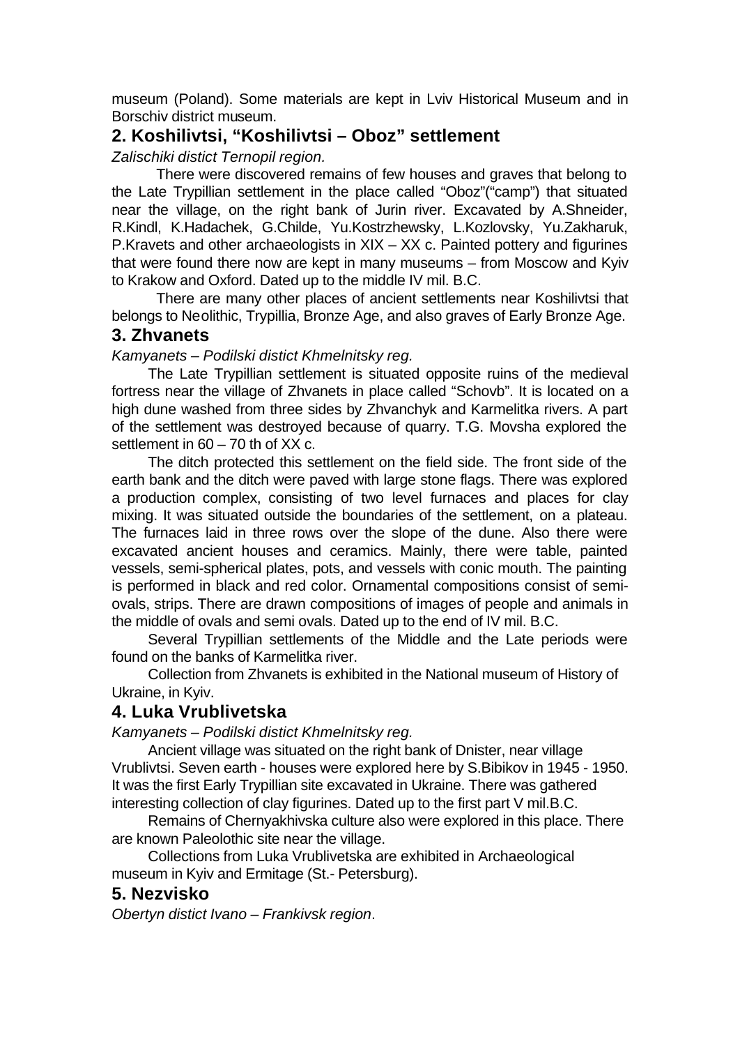museum (Poland). Some materials are kept in Lviv Historical Museum and in Borschiv district museum.

## 2. Koshilivtsi, "Koshilivtsi – Oboz" settlement

*Zalischiki distict Ternopil region.*

There were discovered remains of few houses and graves that belong to the Late Trypillian settlement in the place called "Oboz"("camp") that situated near the village, on the right bank of Jurin river. Excavated by A.Shneider, R.Kindl, K.Hadachek, G.Childe, Yu.Kostrzhewsky, L.Kozlovsky, Yu.Zakharuk, P.Kravets and other archaeologists in XIX – XX c. Painted pottery and figurines that were found there now are kept in many museums – from Moscow and Kyiv to Krakow and Oxford. Dated up to the middle IV mil. B.C.

There are many other places of ancient settlements near Koshilivtsi that belongs to Neolithic, Trypillia, Bronze Age, and also graves of Early Bronze Age.

## 3. Zhvanets

*Kamyanets – Podilski distict Khmelnitsky reg.*

The Late Trypillian settlement is situated opposite ruins of the medieval fortress near the village of Zhvanets in place called "Schovb". It is located on a high dune washed from three sides by Zhvanchyk and Karmelitka rivers. A part of the settlement was destroyed because of quarry. T.G. Movsha explored the settlement in 60 – 70 th of XX c.

The ditch protected this settlement on the field side. The front side of the earth bank and the ditch were paved with large stone flags. There was explored a production complex, consisting of two level furnaces and places for clay mixing. It was situated outside the boundaries of the settlement, on a plateau. The furnaces laid in three rows over the slope of the dune. Also there were excavated ancient houses and ceramics. Mainly, there were table, painted vessels, semi-spherical plates, pots, and vessels with conic mouth. The painting is performed in black and red color. Ornamental compositions consist of semi-ovals, strips. There are drawn compositions of images of people and animals in the middle of ovals and semi ovals. Dated up to the end of IV mil. B.C.

Several Trypillian settlements of the Middle and the Late periods were found on the banks of Karmelitka river.

Collection from Zhvanets is exhibited in the National museum of History of Ukraine, in Kyiv.

## 4. Luka Vrublivetska

*Kamyanets – Podilski distict Khmelnitsky reg.*

Ancient village was situated on the right bank of Dnister, near village Vrublivtsi. Seven earth - houses were explored here by S.Bibikov in 1945 - 1950. It was the first Early Trypillian site excavated in Ukraine. There was gathered interesting collection of clay figurines. Dated up to the first part V mil.B.C.

Remains of Chernyakhivska culture also were explored in this place. There are known Paleolothic site near the village.

Collections from Luka Vrublivetska are exhibited in Archaeological museum in Kyiv and Ermitage (St.- Petersburg).

## 5. Nezvisko

*Obertyn distict Ivano – Frankivsk region*.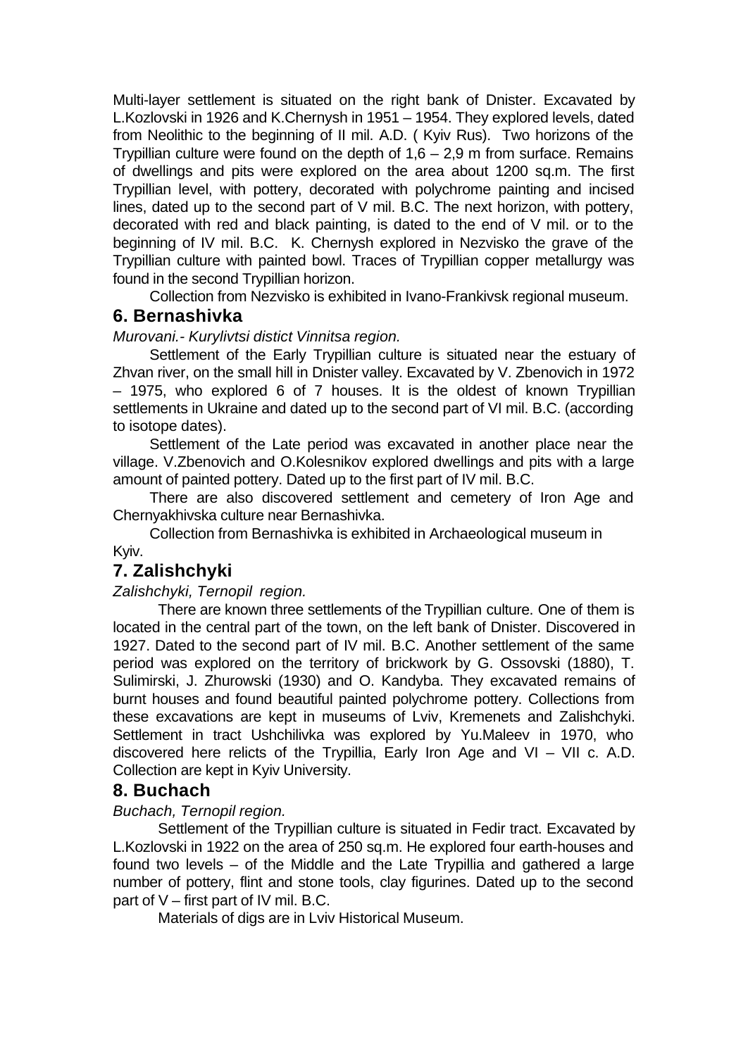Multi-layer settlement is situated on the right bank of Dnister. Excavated by L.Kozlovski in 1926 and K.Chernysh in 1951 – 1954. They explored levels, dated from Neolithic to the beginning of II mil. A.D. ( Kyiv Rus). Two horizons of the Trypillian culture were found on the depth of 1,6 – 2,9 m from surface. Remains of dwellings and pits were explored on the area about 1200 sq.m. The first Trypillian level, with pottery, decorated with polychrome painting and incised lines, dated up to the second part of V mil. B.C. The next horizon, with pottery, decorated with red and black painting, is dated to the end of V mil. or to the beginning of IV mil. B.C. K. Chernysh explored in Nezvisko the grave of the Trypillian culture with painted bowl. Traces of Trypillian copper metallurgy was found in the second Trypillian horizon.

Collection from Nezvisko is exhibited in Ivano-Frankivsk regional museum.

## 6. Bernashivka

*Murovani.- Kurylivtsi distict Vinnitsa region.*

Settlement of the Early Trypillian culture is situated near the estuary of Zhvan river, on the small hill in Dnister valley. Excavated by V. Zbenovich in 1972 – 1975, who explored 6 of 7 houses. It is the oldest of known Trypillian settlements in Ukraine and dated up to the second part of VI mil. B.C. (according to isotope dates).

Settlement of the Late period was excavated in another place near the village. V.Zbenovich and O.Kolesnikov explored dwellings and pits with a large amount of painted pottery. Dated up to the first part of IV mil. B.C.

There are also discovered settlement and cemetery of Iron Age and Chernyakhivska culture near Bernashivka.

Collection from Bernashivka is exhibited in Archaeological museum in Kyiv.

## 7. Zalishchyki

*Zalishchyki, Ternopil region.*

There are known three settlements of the Trypillian culture. One of them is located in the central part of the town, on the left bank of Dnister. Discovered in 1927. Dated to the second part of IV mil. B.C. Another settlement of the same period was explored on the territory of brickwork by G. Ossovski (1880), T. Sulimirski, J. Zhurowski (1930) and O. Kandyba. They excavated remains of burnt houses and found beautiful painted polychrome pottery. Collections from these excavations are kept in museums of Lviv, Kremenets and Zalishchyki. Settlement in tract Ushchilivka was explored by Yu.Maleev in 1970, who discovered here relicts of the Trypillia, Early Iron Age and VI – VII c. A.D. Collection are kept in Kyiv University.

## 8. Buchach

*Buchach, Ternopil region.*

Settlement of the Trypillian culture is situated in Fedir tract. Excavated by L.Kozlovski in 1922 on the area of 250 sq.m. He explored four earth-houses and found two levels – of the Middle and the Late Trypillia and gathered a large number of pottery, flint and stone tools, clay figurines. Dated up to the second part of V – first part of IV mil. B.C.

Materials of digs are in Lviv Historical Museum.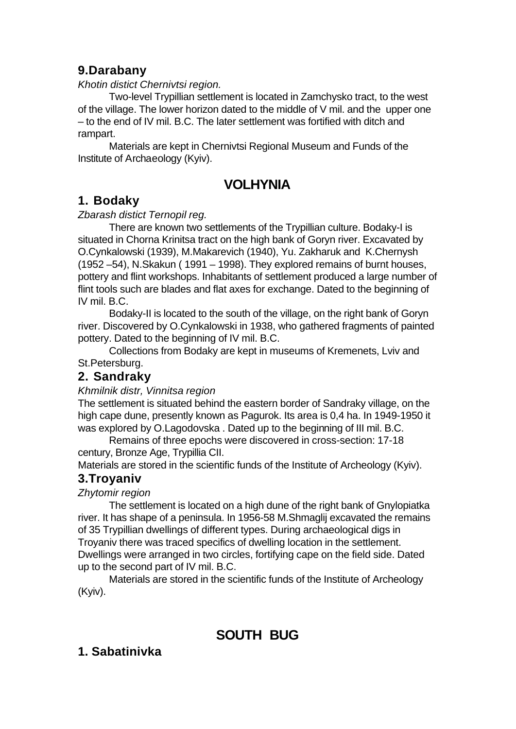### 9.Darabany

*Khotin distict Chernivtsi region.*

Two-level Trypillian settlement is located in Zamchysko tract, to the west of the village. The lower horizon dated to the middle of V mil. and the upper one – to the end of IV mil. B.C. The later settlement was fortified with ditch and rampart.

Materials are kept in Chernivtsi Regional Museum and Funds of the Institute of Archaeology (Kyiv).

## VOLHYNIA

### 1. Bodaky

*Zbarash distict Ternopil reg.*

There are known two settlements of the Trypillian culture. Bodaky-I is situated in Chorna Krinitsa tract on the high bank of Goryn river. Excavated by O.Cynkalowski (1939), M.Makarevich (1940), Yu. Zakharuk and K.Chernysh (1952 –54), N.Skakun ( 1991 – 1998). They explored remains of burnt houses, pottery and flint workshops. Inhabitants of settlement produced a large number of flint tools such are blades and flat axes for exchange. Dated to the beginning of IV mil. B.C.

Bodaky-II is located to the south of the village, on the right bank of Goryn river. Discovered by O.Cynkalowski in 1938, who gathered fragments of painted pottery. Dated to the beginning of IV mil. B.C.

Collections from Bodaky are kept in museums of Kremenets, Lviv and St.Petersburg.

### 2. Sandraky

*Khmilnik distr, Vinnitsa region*

The settlement is situated behind the eastern border of Sandraky village, on the high cape dune, presently known as Pagurok. Its area is 0,4 ha. In 1949-1950 it was explored by O.Lagodovska . Dated up to the beginning of III mil. B.C.

Remains of three epochs were discovered in cross-section: 17-18 century, Bronze Age, Trypillia CII.

Materials are stored in the scientific funds of the Institute of Archeology (Kyiv).

### 3.Troyaniv

*Zhytomir region*

The settlement is located on a high dune of the right bank of Gnylopiatka river. It has shape of a peninsula. In 1956-58 M.Shmaglij excavated the remains of 35 Trypillian dwellings of different types. During archaeological digs in Troyaniv there was traced specifics of dwelling location in the settlement. Dwellings were arranged in two circles, fortifying cape on the field side. Dated up to the second part of IV mil. B.C.

Materials are stored in the scientific funds of the Institute of Archeology (Kyiv).

## SOUTH BUG

### 1. Sabatinivka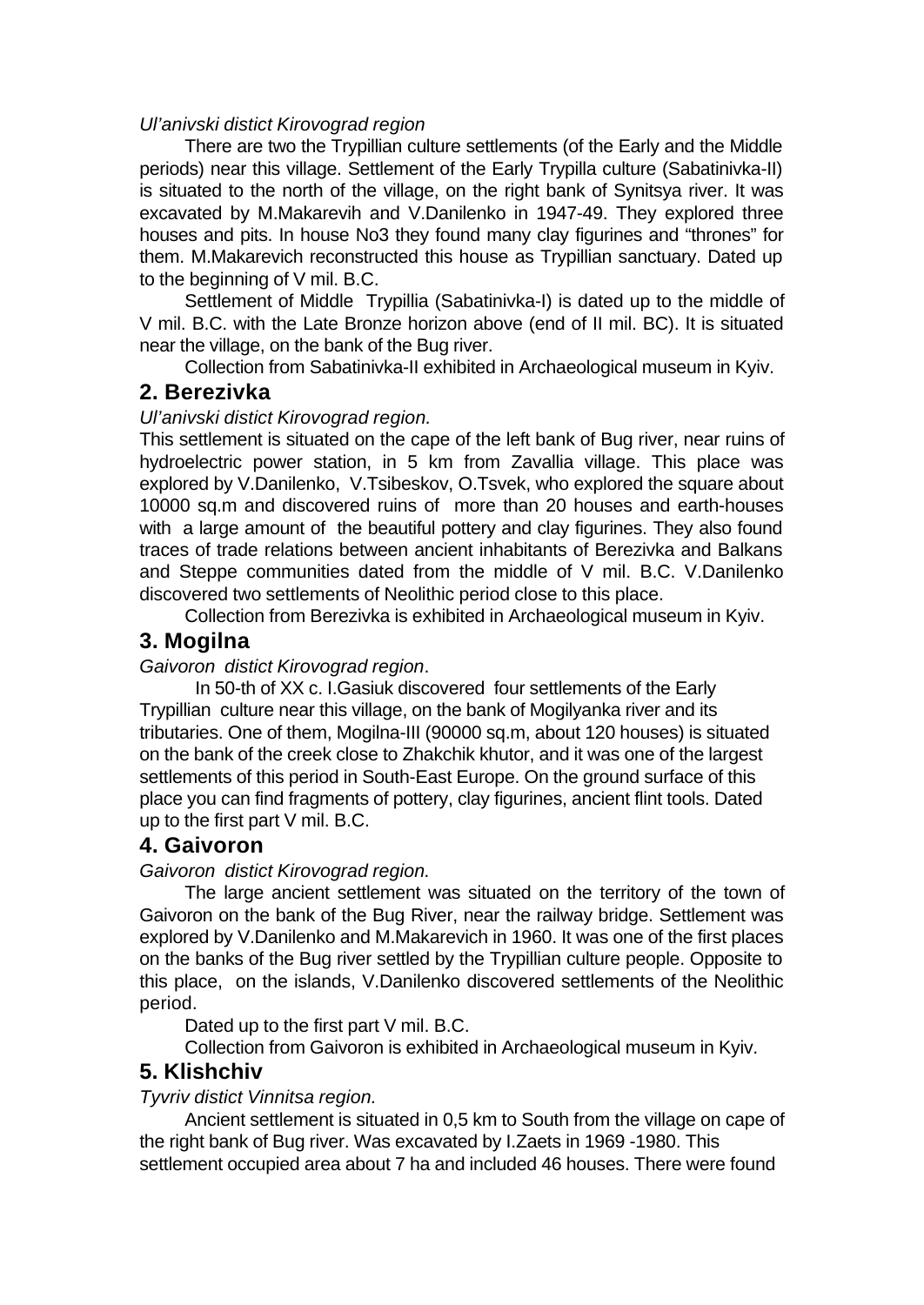*Ul'anivski distict Kirovograd region*

There are two the Trypillian culture settlements (of the Early and the Middle periods) near this village. Settlement of the Early Trypilla culture (Sabatinivka-II) is situated to the north of the village, on the right bank of Synitsya river. It was excavated by M.Makarevih and V.Danilenko in 1947-49. They explored three houses and pits. In house No3 they found many clay figurines and "thrones" for them. M.Makarevich reconstructed this house as Trypillian sanctuary. Dated up to the beginning of V mil. B.C.

Settlement of Middle Trypillia (Sabatinivka-I) is dated up to the middle of V mil. B.C. with the Late Bronze horizon above (end of II mil. BC). It is situated near the village, on the bank of the Bug river.

Collection from Sabatinivka-II exhibited in Archaeological museum in Kyiv.

## 2. Berezivka

*Ul'anivski distict Kirovograd region.*

This settlement is situated on the cape of the left bank of Bug river, near ruins of hydroelectric power station, in 5 km from Zavallia village. This place was explored by V.Danilenko, V.Tsibeskov, O.Tsvek, who explored the square about 10000 sq.m and discovered ruins of more than 20 houses and earth-houses with a large amount of the beautiful pottery and clay figurines. They also found traces of trade relations between ancient inhabitants of Berezivka and Balkans and Steppe communities dated from the middle of V mil. B.C. V.Danilenko discovered two settlements of Neolithic period close to this place.

Collection from Berezivka is exhibited in Archaeological museum in Kyiv.

## 3. Mogilna

*Gaivoron distict Kirovograd region*.

In 50-th of XX c. I.Gasiuk discovered four settlements of the Early Trypillian culture near this village, on the bank of Mogilyanka river and its tributaries. One of them, Mogilna-III (90000 sq.m, about 120 houses) is situated on the bank of the creek close to Zhakchik khutor, and it was one of the largest settlements of this period in South-East Europe. On the ground surface of this place you can find fragments of pottery, clay figurines, ancient flint tools. Dated up to the first part V mil. B.C.

## 4. Gaivoron

*Gaivoron distict Kirovograd region.*

The large ancient settlement was situated on the territory of the town of Gaivoron on the bank of the Bug River, near the railway bridge. Settlement was explored by V.Danilenko and M.Makarevich in 1960. It was one of the first places on the banks of the Bug river settled by the Trypillian culture people. Opposite to this place, on the islands, V.Danilenko discovered settlements of the Neolithic period.

Dated up to the first part V mil. B.C.

Collection from Gaivoron is exhibited in Archaeological museum in Kyiv.

## 5. Klishchiv

*Tyvriv distict Vinnitsa region.*

Ancient settlement is situated in 0,5 km to South from the village on cape of the right bank of Bug river. Was excavated by I.Zaets in 1969 -1980. This settlement occupied area about 7 ha and included 46 houses. There were found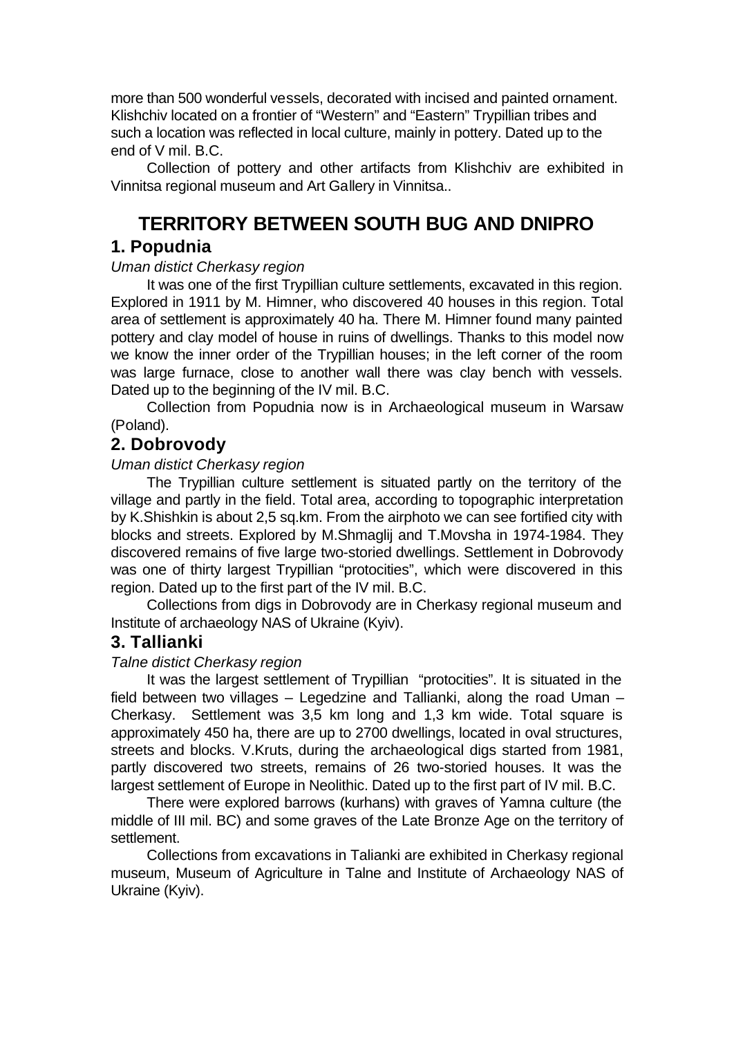more than 500 wonderful vessels, decorated with incised and painted ornament. Klishchiv located on a frontier of "Western" and "Eastern" Trypillian tribes and such a location was reflected in local culture, mainly in pottery. Dated up to the end of V mil. B.C.

Collection of pottery and other artifacts from Klishchiv are exhibited in Vinnitsa regional museum and Art Gallery in Vinnitsa..

# TERRITORY BETWEEN SOUTH BUG AND DNIPRO

## 1. Popudnia

*Uman distict Cherkasy region*

It was one of the first Trypillian culture settlements, excavated in this region. Explored in 1911 by M. Himner, who discovered 40 houses in this region. Total area of settlement is approximately 40 ha. There M. Himner found many painted pottery and clay model of house in ruins of dwellings. Thanks to this model now we know the inner order of the Trypillian houses; in the left corner of the room was large furnace, close to another wall there was clay bench with vessels. Dated up to the beginning of the IV mil. B.C.

Collection from Popudnia now is in Archaeological museum in Warsaw (Poland).

## 2. Dobrovody

*Uman distict Cherkasy region*

The Trypillian culture settlement is situated partly on the territory of the village and partly in the field. Total area, according to topographic interpretation by K.Shishkin is about 2,5 sq.km. From the airphoto we can see fortified city with blocks and streets. Explored by M.Shmaglij and T.Movsha in 1974-1984. They discovered remains of five large two-storied dwellings. Settlement in Dobrovody was one of thirty largest Trypillian "protocities", which were discovered in this region. Dated up to the first part of the IV mil. B.C.

Collections from digs in Dobrovody are in Cherkasy regional museum and Institute of archaeology NAS of Ukraine (Kyiv).

## 3. Tallianki

*Talne distict Cherkasy region*

It was the largest settlement of Trypillian "protocities". It is situated in the field between two villages – Legedzine and Tallianki, along the road Uman – Cherkasy. Settlement was 3,5 km long and 1,3 km wide. Total square is approximately 450 ha, there are up to 2700 dwellings, located in oval structures, streets and blocks. V.Kruts, during the archaeological digs started from 1981, partly discovered two streets, remains of 26 two-storied houses. It was the largest settlement of Europe in Neolithic. Dated up to the first part of IV mil. B.C.

There were explored barrows (kurhans) with graves of Yamna culture (the middle of III mil. BC) and some graves of the Late Bronze Age on the territory of settlement.

Collections from excavations in Talianki are exhibited in Cherkasy regional museum, Museum of Agriculture in Talne and Institute of Archaeology NAS of Ukraine (Kyiv).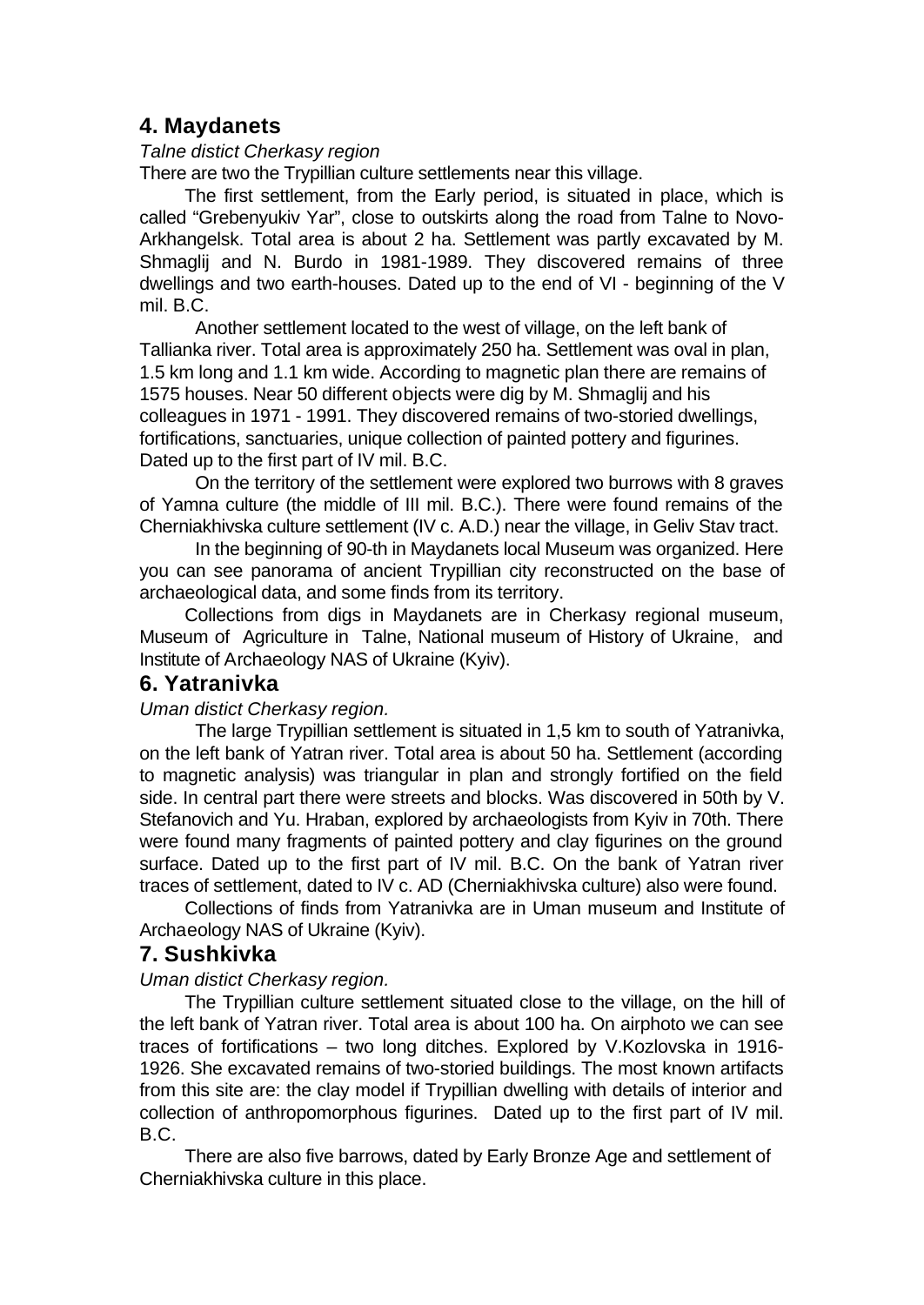## 4. Maydanets

*Talne distict Cherkasy region*

There are two the Trypillian culture settlements near this village.

The first settlement, from the Early period, is situated in place, which is called "Grebenyukiv Yar", close to outskirts along the road from Talne to Novo-Arkhangelsk. Total area is about 2 ha. Settlement was partly excavated by M. Shmaglij and N. Burdo in 1981-1989. They discovered remains of three dwellings and two earth-houses. Dated up to the end of VI - beginning of the V mil. B.C.

Another settlement located to the west of village, on the left bank of Tallianka river. Total area is approximately 250 ha. Settlement was oval in plan, 1.5 km long and 1.1 km wide. According to magnetic plan there are remains of 1575 houses. Near 50 different objects were dig by M. Shmaglij and his colleagues in 1971 - 1991. They discovered remains of two-storied dwellings, fortifications, sanctuaries, unique collection of painted pottery and figurines. Dated up to the first part of IV mil. B.C.

On the territory of the settlement were explored two burrows with 8 graves of Yamna culture (the middle of III mil. B.C.). There were found remains of the Cherniakhivska culture settlement (IV c. A.D.) near the village, in Geliv Stav tract.

In the beginning of 90-th in Maydanets local Museum was organized. Here you can see panorama of ancient Trypillian city reconstructed on the base of archaeological data, and some finds from its territory.

Collections from digs in Maydanets are in Cherkasy regional museum, Museum of Agriculture in Talne, National museum of History of Ukraine, and Institute of Archaeology NAS of Ukraine (Kyiv).

## 6. Yatranivka

*Uman distict Cherkasy region.*

The large Trypillian settlement is situated in 1,5 km to south of Yatranivka, on the left bank of Yatran river. Total area is about 50 ha. Settlement (according to magnetic analysis) was triangular in plan and strongly fortified on the field side. In central part there were streets and blocks. Was discovered in 50th by V. Stefanovich and Yu. Hraban, explored by archaeologists from Kyiv in 70th. There were found many fragments of painted pottery and clay figurines on the ground surface. Dated up to the first part of IV mil. B.C. On the bank of Yatran river traces of settlement, dated to IV c. AD (Cherniakhivska culture) also were found.

Collections of finds from Yatranivka are in Uman museum and Institute of Archaeology NAS of Ukraine (Kyiv).

## 7. Sushkivka

*Uman distict Cherkasy region.*

The Trypillian culture settlement situated close to the village, on the hill of the left bank of Yatran river. Total area is about 100 ha. On airphoto we can see traces of fortifications – two long ditches. Explored by V.Kozlovska in 1916-1926. She excavated remains of two-storied buildings. The most known artifacts from this site are: the clay model if Trypillian dwelling with details of interior and collection of anthropomorphous figurines. Dated up to the first part of IV mil. B.C.

There are also five barrows, dated by Early Bronze Age and settlement of Cherniakhivska culture in this place.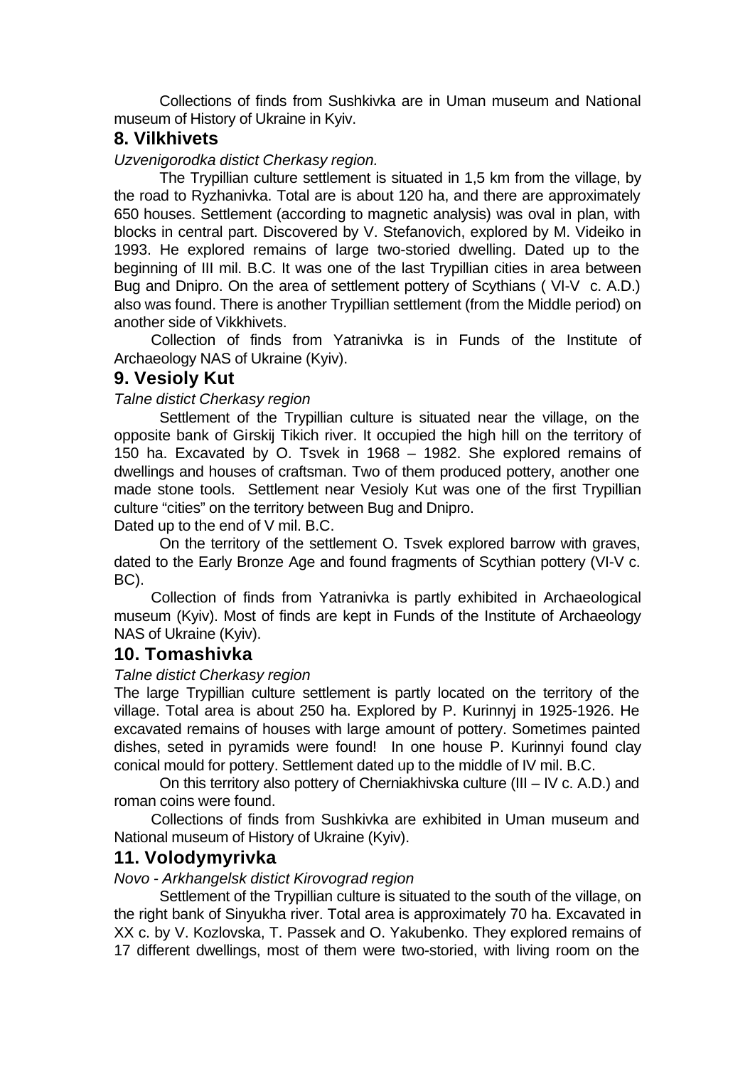Collections of finds from Sushkivka are in Uman museum and National museum of History of Ukraine in Kyiv.

## 8. Vilkhivets

*Uzvenigorodka distict Cherkasy region.*

The Trypillian culture settlement is situated in 1,5 km from the village, by the road to Ryzhanivka. Total are is about 120 ha, and there are approximately 650 houses. Settlement (according to magnetic analysis) was oval in plan, with blocks in central part. Discovered by V. Stefanovich, explored by M. Videiko in 1993. He explored remains of large two-storied dwelling. Dated up to the beginning of III mil. B.C. It was one of the last Trypillian cities in area between Bug and Dnipro. On the area of settlement pottery of Scythians ( VI-V c. A.D.) also was found. There is another Trypillian settlement (from the Middle period) on another side of Vikkhivets.

Collection of finds from Yatranivka is in Funds of the Institute of Archaeology NAS of Ukraine (Kyiv).

## 9. Vesioly Kut

*Talne distict Cherkasy region*

Settlement of the Trypillian culture is situated near the village, on the opposite bank of Girskij Tikich river. It occupied the high hill on the territory of 150 ha. Excavated by O. Tsvek in 1968 – 1982. She explored remains of dwellings and houses of craftsman. Two of them produced pottery, another one made stone tools. Settlement near Vesioly Kut was one of the first Trypillian culture "cities" on the territory between Bug and Dnipro.

Dated up to the end of V mil. B.C.

On the territory of the settlement O. Tsvek explored barrow with graves, dated to the Early Bronze Age and found fragments of Scythian pottery (VI-V c. BC).

Collection of finds from Yatranivka is partly exhibited in Archaeological museum (Kyiv). Most of finds are kept in Funds of the Institute of Archaeology NAS of Ukraine (Kyiv).

## 10. Tomashivka

*Talne distict Cherkasy region*

The large Trypillian culture settlement is partly located on the territory of the village. Total area is about 250 ha. Explored by P. Kurinnyj in 1925-1926. He excavated remains of houses with large amount of pottery. Sometimes painted dishes, seted in pyramids were found! In one house P. Kurinnyi found clay conical mould for pottery. Settlement dated up to the middle of IV mil. B.C.

On this territory also pottery of Cherniakhivska culture (III – IV c. A.D.) and roman coins were found.

Collections of finds from Sushkivka are exhibited in Uman museum and National museum of History of Ukraine (Kyiv).

## 11. Volodymyrivka

*Novo - Arkhangelsk distict Kirovograd region*

Settlement of the Trypillian culture is situated to the south of the village, on the right bank of Sinyukha river. Total area is approximately 70 ha. Excavated in XX c. by V. Kozlovska, T. Passek and O. Yakubenko. They explored remains of 17 different dwellings, most of them were two-storied, with living room on the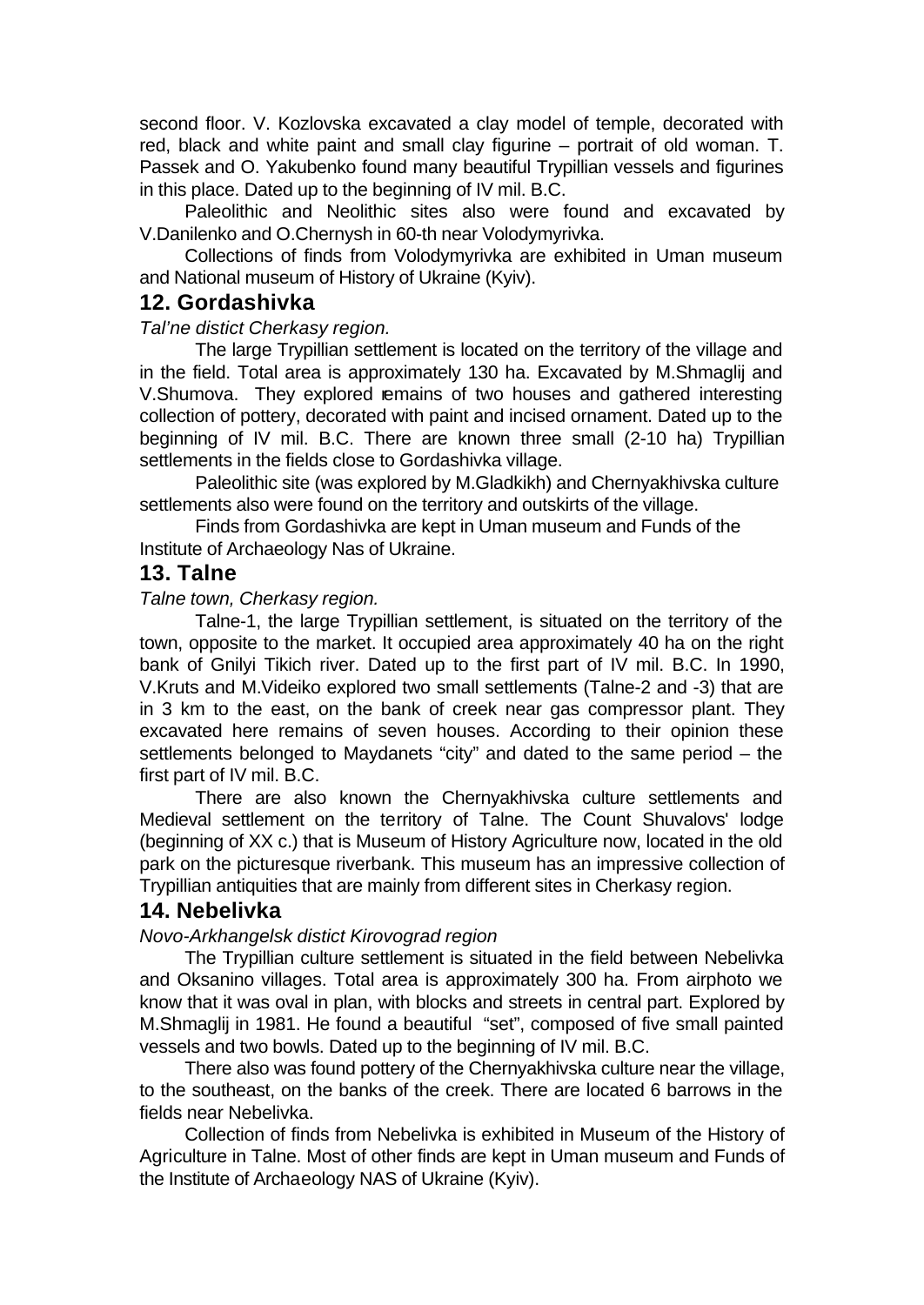second floor. V. Kozlovska excavated a clay model of temple, decorated with red, black and white paint and small clay figurine – portrait of old woman. T. Passek and O. Yakubenko found many beautiful Trypillian vessels and figurines in this place. Dated up to the beginning of IV mil. B.C.

Paleolithic and Neolithic sites also were found and excavated by V.Danilenko and O.Chernysh in 60-th near Volodymyrivka.

Collections of finds from Volodymyrivka are exhibited in Uman museum and National museum of History of Ukraine (Kyiv).

## 12. Gordashivka

*Tal'ne distict Cherkasy region.*

The large Trypillian settlement is located on the territory of the village and in the field. Total area is approximately 130 ha. Excavated by M.Shmaglij and V.Shumova. They explored remains of two houses and gathered interesting collection of pottery, decorated with paint and incised ornament. Dated up to the beginning of IV mil. B.C. There are known three small (2-10 ha) Trypillian settlements in the fields close to Gordashivka village.

Paleolithic site (was explored by M.Gladkikh) and Chernyakhivska culture settlements also were found on the territory and outskirts of the village.

Finds from Gordashivka are kept in Uman museum and Funds of the Institute of Archaeology Nas of Ukraine.

## 13. Talne

*Talne town, Cherkasy region.*

Talne-1, the large Trypillian settlement, is situated on the territory of the town, opposite to the market. It occupied area approximately 40 ha on the right bank of Gnilyi Tikich river. Dated up to the first part of IV mil. B.C. In 1990, V.Kruts and M.Videiko explored two small settlements (Talne-2 and -3) that are in 3 km to the east, on the bank of creek near gas compressor plant. They excavated here remains of seven houses. According to their opinion these settlements belonged to Maydanets "city" and dated to the same period – the first part of IV mil. B.C.

There are also known the Chernyakhivska culture settlements and Medieval settlement on the territory of Talne. The Count Shuvalovs' lodge (beginning of XX c.) that is Museum of History Agriculture now, located in the old park on the picturesque riverbank. This museum has an impressive collection of Trypillian antiquities that are mainly from different sites in Cherkasy region.

## 14. Nebelivka

*Novo-Arkhangelsk distict Kirovograd region*

The Trypillian culture settlement is situated in the field between Nebelivka and Oksanino villages. Total area is approximately 300 ha. From airphoto we know that it was oval in plan, with blocks and streets in central part. Explored by M.Shmaglij in 1981. He found a beautiful "set", composed of five small painted vessels and two bowls. Dated up to the beginning of IV mil. B.C.

There also was found pottery of the Chernyakhivska culture near the village, to the southeast, on the banks of the creek. There are located 6 barrows in the fields near Nebelivka.

Collection of finds from Nebelivka is exhibited in Museum of the History of Agriculture in Talne. Most of other finds are kept in Uman museum and Funds of the Institute of Archaeology NAS of Ukraine (Kyiv).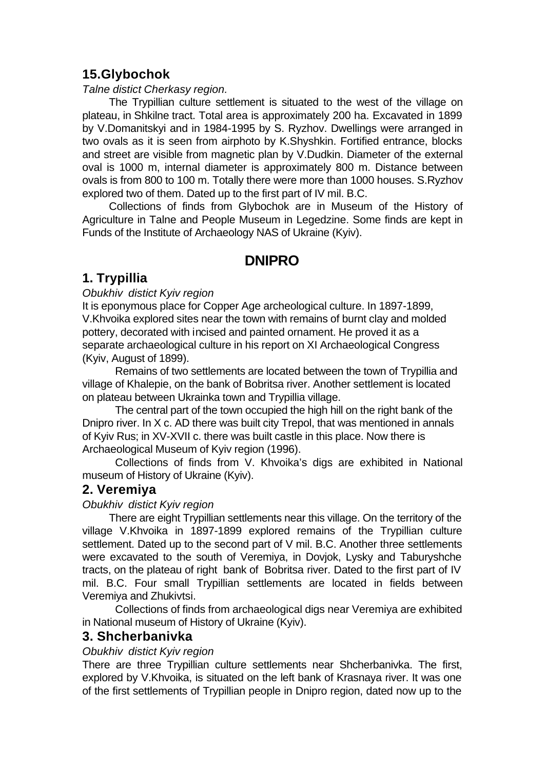## 15.Glybochok

*Talne distict Cherkasy region.*

The Trypillian culture settlement is situated to the west of the village on plateau, in Shkilne tract. Total area is approximately 200 ha. Excavated in 1899 by V.Domanitskyi and in 1984-1995 by S. Ryzhov. Dwellings were arranged in two ovals as it is seen from airphoto by K.Shyshkin. Fortified entrance, blocks and street are visible from magnetic plan by V.Dudkin. Diameter of the external oval is 1000 m, internal diameter is approximately 800 m. Distance between ovals is from 800 to 100 m. Totally there were more than 1000 houses. S.Ryzhov explored two of them. Dated up to the first part of IV mil. B.C.

Collections of finds from Glybochok are in Museum of the History of Agriculture in Talne and People Museum in Legedzine. Some finds are kept in Funds of the Institute of Archaeology NAS of Ukraine (Kyiv).

# DNIPRO

## 1. Trypillia

*Obukhiv distict Kyiv region*

It is eponymous place for Copper Age archeological culture. In 1897-1899, V.Khvoika explored sites near the town with remains of burnt clay and molded pottery, decorated with incised and painted ornament. He proved it as a separate archaeological culture in his report on XI Archaeological Congress (Kyiv, August of 1899).

Remains of two settlements are located between the town of Trypillia and village of Khalepie, on the bank of Bobritsa river. Another settlement is located on plateau between Ukrainka town and Trypillia village.

The central part of the town occupied the high hill on the right bank of the Dnipro river. In X c. AD there was built city Trepol, that was mentioned in annals of Kyiv Rus; in XV-XVII c. there was built castle in this place. Now there is Archaeological Museum of Kyiv region (1996).

Collections of finds from V. Khvoika's digs are exhibited in National museum of History of Ukraine (Kyiv).

## 2. Veremiya

*Obukhiv distict Kyiv region*

There are eight Trypillian settlements near this village. On the territory of the village V.Khvoika in 1897-1899 explored remains of the Trypillian culture settlement. Dated up to the second part of V mil. B.C. Another three settlements were excavated to the south of Veremiya, in Dovjok, Lysky and Taburyshche tracts, on the plateau of right bank of Bobritsa river. Dated to the first part of IV mil. B.C. Four small Trypillian settlements are located in fields between Veremiya and Zhukivtsi.

Collections of finds from archaeological digs near Veremiya are exhibited in National museum of History of Ukraine (Kyiv).

## 3. Shcherbanivka

*Obukhiv distict Kyiv region*

There are three Trypillian culture settlements near Shcherbanivka. The first, explored by V.Khvoika, is situated on the left bank of Krasnaya river. It was one of the first settlements of Trypillian people in Dnipro region, dated now up to the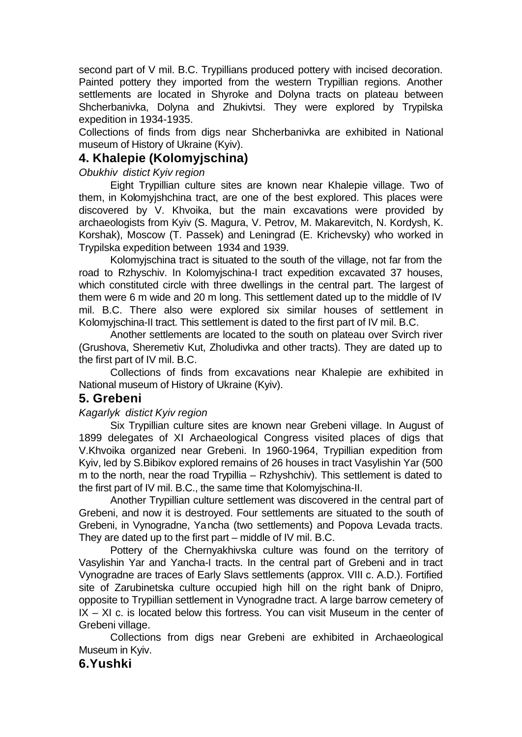second part of V mil. B.C. Trypillians produced pottery with incised decoration. Painted pottery they imported from the western Trypillian regions. Another settlements are located in Shyroke and Dolyna tracts on plateau between Shcherbanivka, Dolyna and Zhukivtsi. They were explored by Trypilska expedition in 1934-1935.

Collections of finds from digs near Shcherbanivka are exhibited in National museum of History of Ukraine (Kyiv).

## 4. Khalepie (Kolomyjschina)

*Obukhiv distict Kyiv region*

Eight Trypillian culture sites are known near Khalepie village. Two of them, in Kolomyjshchina tract, are one of the best explored. This places were discovered by V. Khvoika, but the main excavations were provided by archaeologists from Kyiv (S. Magura, V. Petrov, M. Makarevitch, N. Kordysh, K. Korshak), Moscow (T. Passek) and Leningrad (E. Krichevsky) who worked in Trypilska expedition between 1934 and 1939.

Kolomyjschina tract is situated to the south of the village, not far from the road to Rzhyschiv. In Kolomyjschina-I tract expedition excavated 37 houses, which constituted circle with three dwellings in the central part. The largest of them were 6 m wide and 20 m long. This settlement dated up to the middle of IV mil. B.C. There also were explored six similar houses of settlement in Kolomyjschina-II tract. This settlement is dated to the first part of IV mil. B.C.

Another settlements are located to the south on plateau over Svirch river (Grushova, Sheremetiv Kut, Zholudivka and other tracts). They are dated up to the first part of IV mil. B.C.

Collections of finds from excavations near Khalepie are exhibited in National museum of History of Ukraine (Kyiv).

## 5. Grebeni

*Kagarlyk distict Kyiv region*

Six Trypillian culture sites are known near Grebeni village. In August of 1899 delegates of XI Archaeological Congress visited places of digs that V.Khvoika organized near Grebeni. In 1960-1964, Trypillian expedition from Kyiv, led by S.Bibikov explored remains of 26 houses in tract Vasylishin Yar (500 m to the north, near the road Trypillia – Rzhyshchiv). This settlement is dated to the first part of IV mil. B.C., the same time that Kolomyjschina-II.

Another Trypillian culture settlement was discovered in the central part of Grebeni, and now it is destroyed. Four settlements are situated to the south of Grebeni, in Vynogradne, Yancha (two settlements) and Popova Levada tracts. They are dated up to the first part – middle of IV mil. B.C.

Pottery of the Chernyakhivska culture was found on the territory of Vasylishin Yar and Yancha-I tracts. In the central part of Grebeni and in tract Vynogradne are traces of Early Slavs settlements (approx. VIII c. A.D.). Fortified site of Zarubinetska culture occupied high hill on the right bank of Dnipro, opposite to Trypillian settlement in Vynogradne tract. A large barrow cemetery of IX – XI c. is located below this fortress. You can visit Museum in the center of Grebeni village.

Collections from digs near Grebeni are exhibited in Archaeological Museum in Kyiv.

## 6.Yushki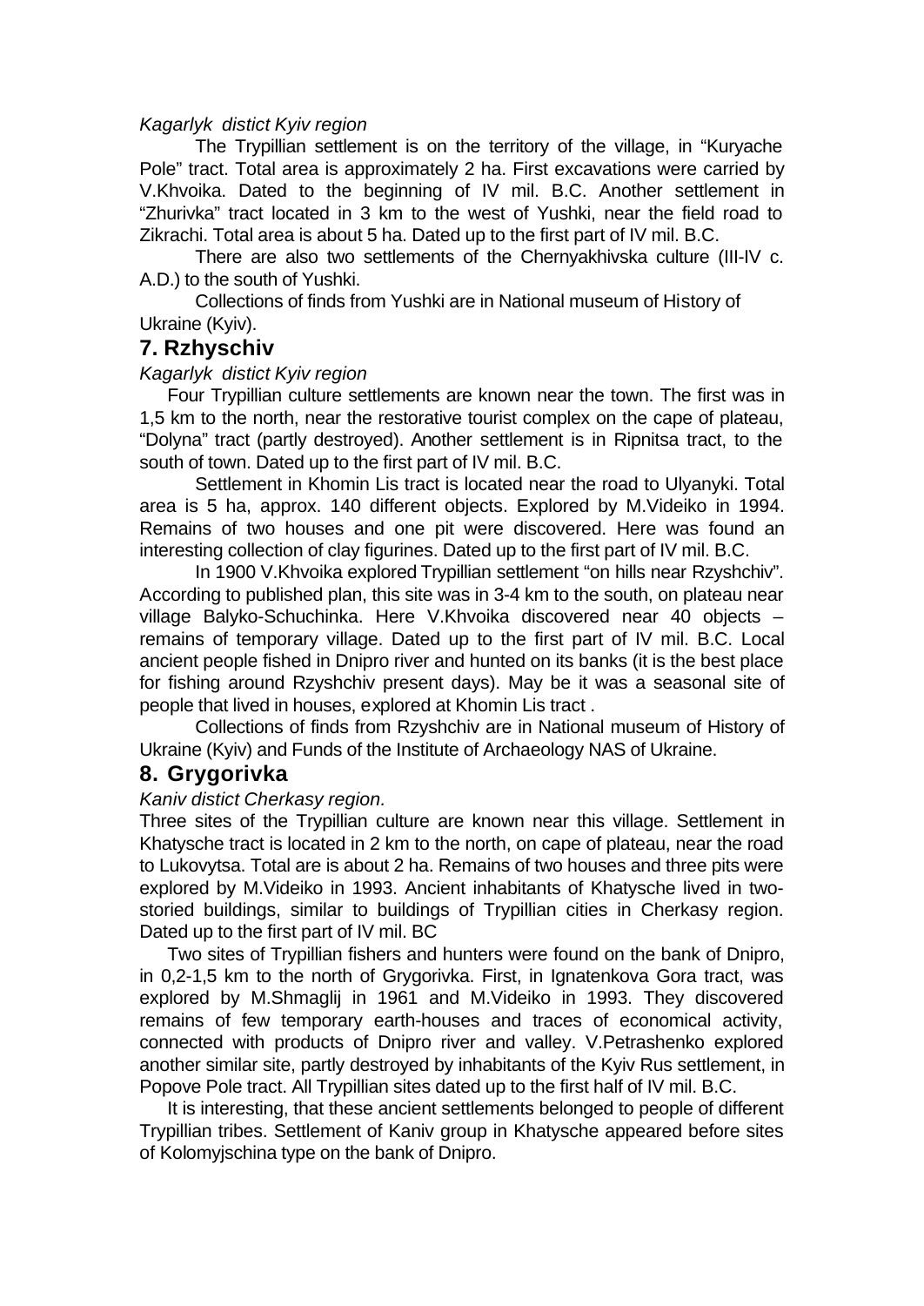*Kagarlyk distict Kyiv region*

The Trypillian settlement is on the territory of the village, in "Kuryache Pole" tract. Total area is approximately 2 ha. First excavations were carried by V.Khvoika. Dated to the beginning of IV mil. B.C. Another settlement in "Zhurivka" tract located in 3 km to the west of Yushki, near the field road to Zikrachi. Total area is about 5 ha. Dated up to the first part of IV mil. B.C.

There are also two settlements of the Chernyakhivska culture (III-IV c. A.D.) to the south of Yushki.

Collections of finds from Yushki are in National museum of History of Ukraine (Kyiv).

## 7. Rzhyschiv

*Kagarlyk distict Kyiv region*

Four Trypillian culture settlements are known near the town. The first was in 1,5 km to the north, near the restorative tourist complex on the cape of plateau, "Dolyna" tract (partly destroyed). Another settlement is in Ripnitsa tract, to the south of town. Dated up to the first part of IV mil. B.C.

Settlement in Khomin Lis tract is located near the road to Ulyanyki. Total area is 5 ha, approx. 140 different objects. Explored by M.Videiko in 1994. Remains of two houses and one pit were discovered. Here was found an interesting collection of clay figurines. Dated up to the first part of IV mil. B.C.

In 1900 V.Khvoika explored Trypillian settlement "on hills near Rzyshchiv". According to published plan, this site was in 3-4 km to the south, on plateau near village Balyko-Schuchinka. Here V.Khvoika discovered near 40 objects – remains of temporary village. Dated up to the first part of IV mil. B.C. Local ancient people fished in Dnipro river and hunted on its banks (it is the best place for fishing around Rzyshchiv present days). May be it was a seasonal site of people that lived in houses, explored at Khomin Lis tract .

Collections of finds from Rzyshchiv are in National museum of History of Ukraine (Kyiv) and Funds of the Institute of Archaeology NAS of Ukraine.

## 8. Grygorivka

*Kaniv distict Cherkasy region.*

Three sites of the Trypillian culture are known near this village. Settlement in Khatysche tract is located in 2 km to the north, on cape of plateau, near the road to Lukovytsa. Total are is about 2 ha. Remains of two houses and three pits were explored by M.Videiko in 1993. Ancient inhabitants of Khatysche lived in two-storied buildings, similar to buildings of Trypillian cities in Cherkasy region. Dated up to the first part of IV mil. BC

Two sites of Trypillian fishers and hunters were found on the bank of Dnipro, in 0,2-1,5 km to the north of Grygorivka. First, in Ignatenkova Gora tract, was explored by M.Shmaglij in 1961 and M.Videiko in 1993. They discovered remains of few temporary earth-houses and traces of economical activity, connected with products of Dnipro river and valley. V.Petrashenko explored another similar site, partly destroyed by inhabitants of the Kyiv Rus settlement, in Popove Pole tract. All Trypillian sites dated up to the first half of IV mil. B.C.

It is interesting, that these ancient settlements belonged to people of different Trypillian tribes. Settlement of Kaniv group in Khatysche appeared before sites of Kolomyjschina type on the bank of Dnipro.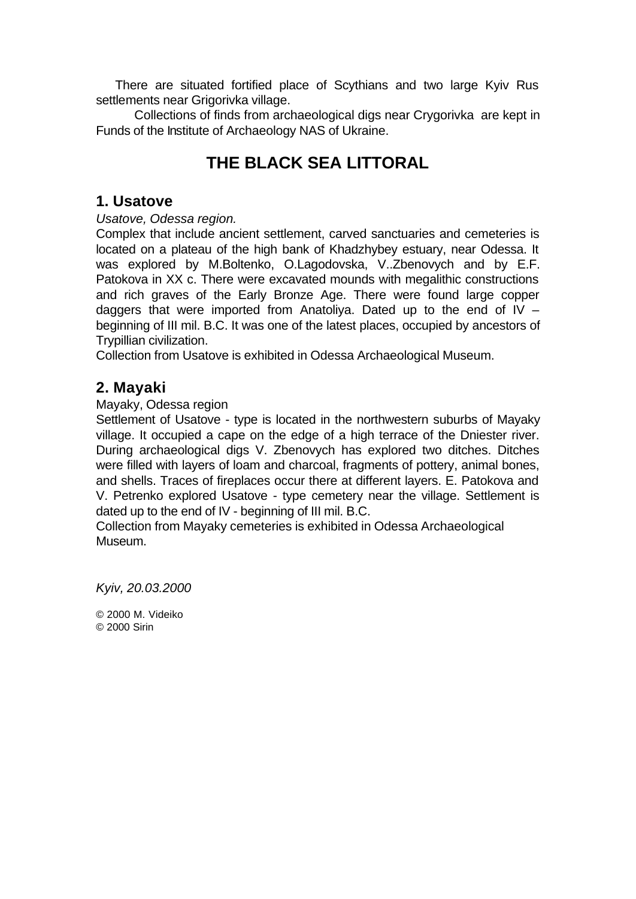There are situated fortified place of Scythians and two large Kyiv Rus settlements near Grigorivka village.

Collections of finds from archaeological digs near Crygorivka are kept in Funds of the Institute of Archaeology NAS of Ukraine.

# THE BLACK SEA LITTORAL

## 1. Usatove

*Usatove, Odessa region.*

Complex that include ancient settlement, carved sanctuaries and cemeteries is located on a plateau of the high bank of Khadzhybey estuary, near Odessa. It was explored by M.Boltenko, O.Lagodovska, V..Zbenovych and by E.F. Patokova in XX c. There were excavated mounds with megalithic constructions and rich graves of the Early Bronze Age. There were found large copper daggers that were imported from Anatoliya. Dated up to the end of IV – beginning of III mil. B.C. It was one of the latest places, occupied by ancestors of Trypillian civilization.

Collection from Usatove is exhibited in Odessa Archaeological Museum.

## 2. Mayaki

Mayaky, Odessa region

Settlement of Usatove - type is located in the northwestern suburbs of Mayaky village. It occupied a cape on the edge of a high terrace of the Dniester river. During archaeological digs V. Zbenovych has explored two ditches. Ditches were filled with layers of loam and charcoal, fragments of pottery, animal bones, and shells. Traces of fireplaces occur there at different layers. E. Patokova and V. Petrenko explored Usatove - type cemetery near the village. Settlement is dated up to the end of IV - beginning of III mil. B.C.

Collection from Mayaky cemeteries is exhibited in Odessa Archaeological Museum.

*Kyiv, 20.03.2000*

© 2000 M. Videiko
© 2000 Sirin